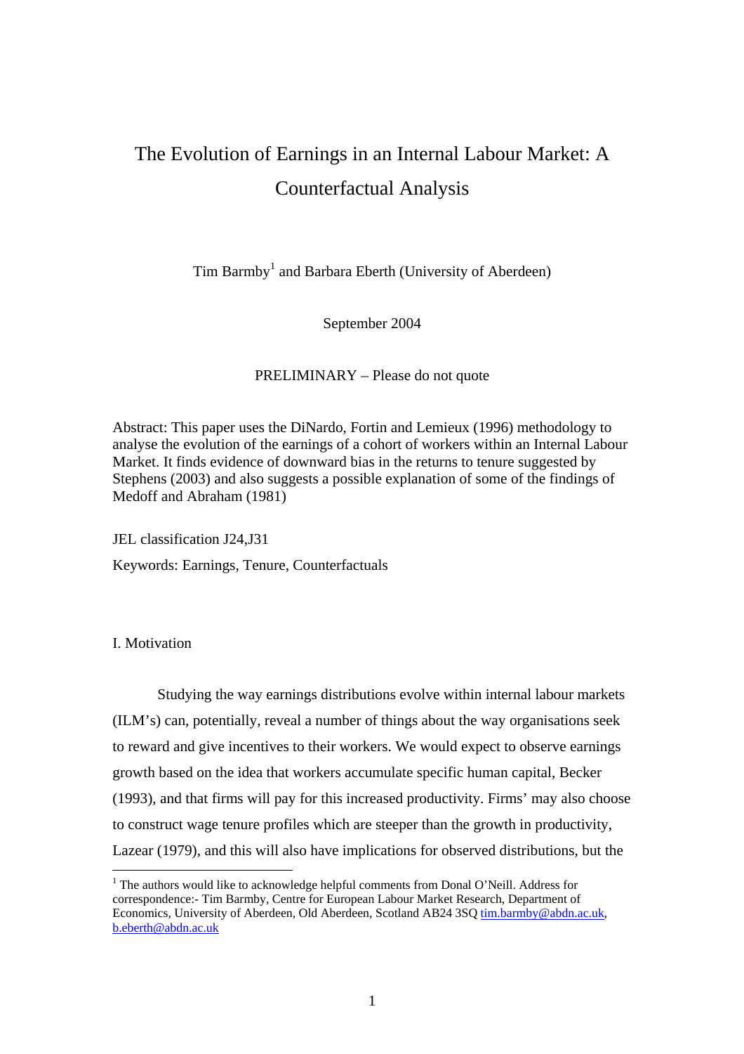# The Evolution of Earnings in an Internal Labour Market: A Counterfactual Analysis

Tim Barmby[1] and Barbara Eberth (University of Aberdeen)

September 2004

PRELIMINARY – Please do not quote

Abstract: This paper uses the DiNardo, Fortin and Lemieux (1996) methodology to analyse the evolution of the earnings of a cohort of workers within an Internal Labour Market. It finds evidence of downward bias in the returns to tenure suggested by Stephens (2003) and also suggests a possible explanation of some of the findings of Medoff and Abraham (1981)

JEL classification J24,J31

Keywords: Earnings, Tenure, Counterfactuals

## I. Motivation

Studying the way earnings distributions evolve within internal labour markets (ILM's) can, potentially, reveal a number of things about the way organisations seek to reward and give incentives to their workers. We would expect to observe earnings growth based on the idea that workers accumulate specific human capital, Becker (1993), and that firms will pay for this increased productivity. Firms' may also choose to construct wage tenure profiles which are steeper than the growth in productivity, Lazear (1979), and this will also have implications for observed distributions, but the

[1] The authors would like to acknowledge helpful comments from Donal O'Neill. Address for correspondence:- Tim Barmby, Centre for European Labour Market Research, Department of Economics, University of Aberdeen, Old Aberdeen, Scotland AB24 3SQ tim.barmby@abdn.ac.uk, b.eberth@abdn.ac.uk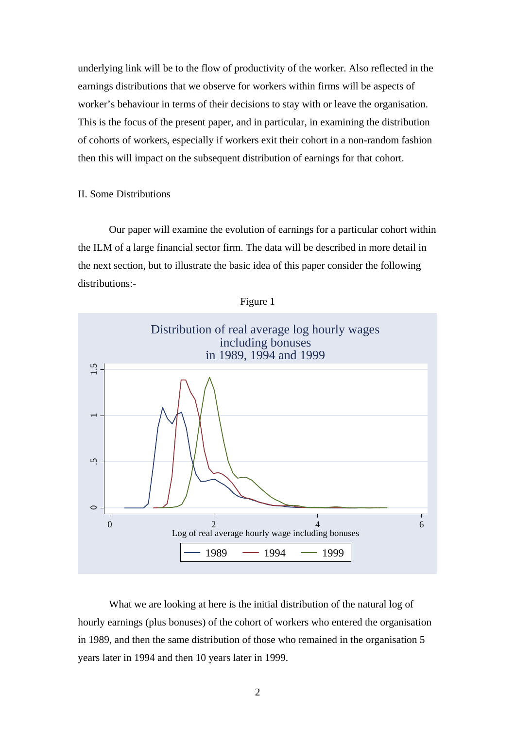underlying link will be to the flow of productivity of the worker. Also reflected in the earnings distributions that we observe for workers within firms will be aspects of worker's behaviour in terms of their decisions to stay with or leave the organisation. This is the focus of the present paper, and in particular, in examining the distribution of cohorts of workers, especially if workers exit their cohort in a non-random fashion then this will impact on the subsequent distribution of earnings for that cohort.

## II. Some Distributions

Our paper will examine the evolution of earnings for a particular cohort within the ILM of a large financial sector firm. The data will be described in more detail in the next section, but to illustrate the basic idea of this paper consider the following distributions:-

Figure 1

Distribution of real average log hourly wages including bonuses in 1989, 1994 and 1999

What we are looking at here is the initial distribution of the natural log of hourly earnings (plus bonuses) of the cohort of workers who entered the organisation in 1989, and then the same distribution of those who remained in the organisation 5 years later in 1994 and then 10 years later in 1999.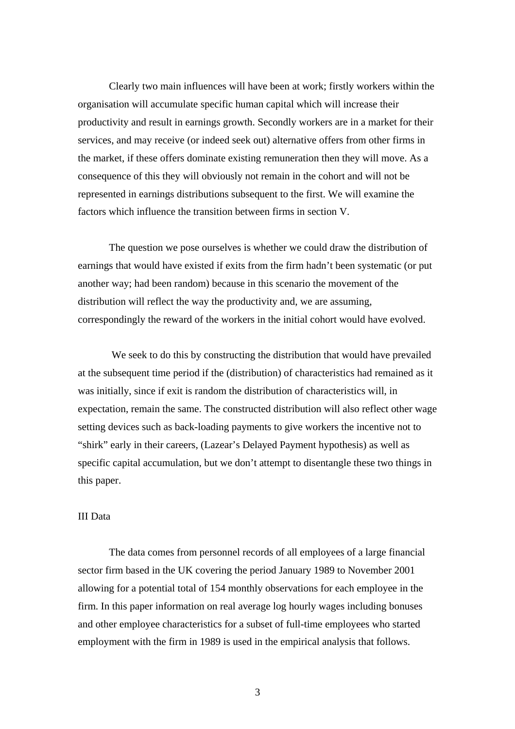Clearly two main influences will have been at work; firstly workers within the organisation will accumulate specific human capital which will increase their productivity and result in earnings growth. Secondly workers are in a market for their services, and may receive (or indeed seek out) alternative offers from other firms in the market, if these offers dominate existing remuneration then they will move. As a consequence of this they will obviously not remain in the cohort and will not be represented in earnings distributions subsequent to the first. We will examine the factors which influence the transition between firms in section V.

The question we pose ourselves is whether we could draw the distribution of earnings that would have existed if exits from the firm hadn't been systematic (or put another way; had been random) because in this scenario the movement of the distribution will reflect the way the productivity and, we are assuming, correspondingly the reward of the workers in the initial cohort would have evolved.

We seek to do this by constructing the distribution that would have prevailed at the subsequent time period if the (distribution) of characteristics had remained as it was initially, since if exit is random the distribution of characteristics will, in expectation, remain the same. The constructed distribution will also reflect other wage setting devices such as back-loading payments to give workers the incentive not to "shirk" early in their careers, (Lazear's Delayed Payment hypothesis) as well as specific capital accumulation, but we don't attempt to disentangle these two things in this paper.

## III Data

The data comes from personnel records of all employees of a large financial sector firm based in the UK covering the period January 1989 to November 2001 allowing for a potential total of 154 monthly observations for each employee in the firm. In this paper information on real average log hourly wages including bonuses and other employee characteristics for a subset of full-time employees who started employment with the firm in 1989 is used in the empirical analysis that follows.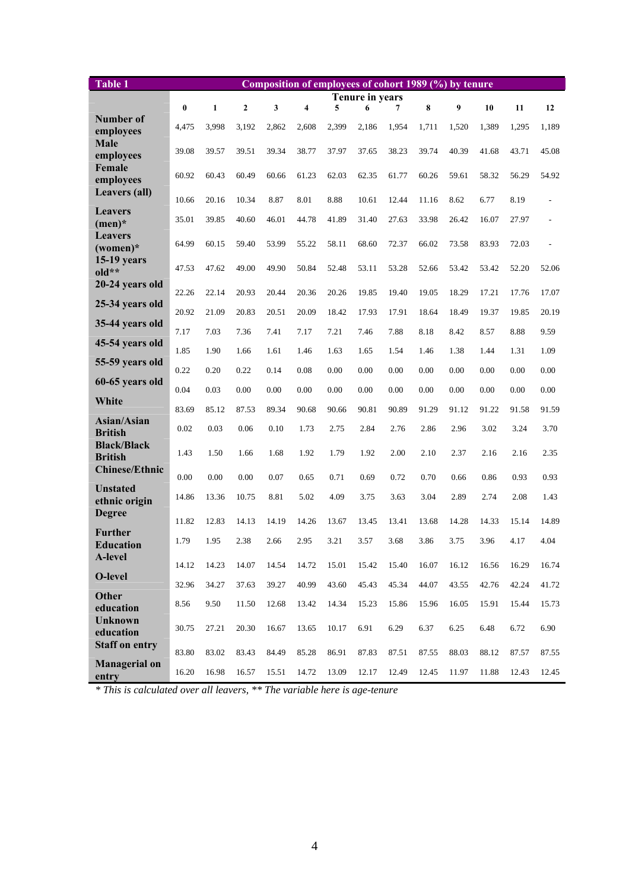| Table 1 | Composition of employees of cohort 1989 (%) by tenure | | | | | | | | | | | | |
|---|---|---|---|---|---|---|---|---|---|---|---|---|---|
| | Tenure in years | | | | | | | | | | | | |
| | **0** | **1** | **2** | **3** | **4** | **5** | **6** | **7** | **8** | **9** | **10** | **11** | **12** |
| **Number of employees** | 4,475 | 3,998 | 3,192 | 2,862 | 2,608 | 2,399 | 2,186 | 1,954 | 1,711 | 1,520 | 1,389 | 1,295 | 1,189 |
| **Male employees** | 39.08 | 39.57 | 39.51 | 39.34 | 38.77 | 37.97 | 37.65 | 38.23 | 39.74 | 40.39 | 41.68 | 43.71 | 45.08 |
| **Female employees** | 60.92 | 60.43 | 60.49 | 60.66 | 61.23 | 62.03 | 62.35 | 61.77 | 60.26 | 59.61 | 58.32 | 56.29 | 54.92 |
| **Leavers (all)** | 10.66 | 20.16 | 10.34 | 8.87 | 8.01 | 8.88 | 10.61 | 12.44 | 11.16 | 8.62 | 6.77 | 8.19 | - |
| **Leavers (men)*** | 35.01 | 39.85 | 40.60 | 46.01 | 44.78 | 41.89 | 31.40 | 27.63 | 33.98 | 26.42 | 16.07 | 27.97 | - |
| **Leavers (women)*** | 64.99 | 60.15 | 59.40 | 53.99 | 55.22 | 58.11 | 68.60 | 72.37 | 66.02 | 73.58 | 83.93 | 72.03 | - |
| **15-19 years old**** | 47.53 | 47.62 | 49.00 | 49.90 | 50.84 | 52.48 | 53.11 | 53.28 | 52.66 | 53.42 | 53.42 | 52.20 | 52.06 |
| **20-24 years old** | 22.26 | 22.14 | 20.93 | 20.44 | 20.36 | 20.26 | 19.85 | 19.40 | 19.05 | 18.29 | 17.21 | 17.76 | 17.07 |
| **25-34 years old** | 20.92 | 21.09 | 20.83 | 20.51 | 20.09 | 18.42 | 17.93 | 17.91 | 18.64 | 18.49 | 19.37 | 19.85 | 20.19 |
| **35-44 years old** | 7.17 | 7.03 | 7.36 | 7.41 | 7.17 | 7.21 | 7.46 | 7.88 | 8.18 | 8.42 | 8.57 | 8.88 | 9.59 |
| **45-54 years old** | 1.85 | 1.90 | 1.66 | 1.61 | 1.46 | 1.63 | 1.65 | 1.54 | 1.46 | 1.38 | 1.44 | 1.31 | 1.09 |
| **55-59 years old** | 0.22 | 0.20 | 0.22 | 0.14 | 0.08 | 0.00 | 0.00 | 0.00 | 0.00 | 0.00 | 0.00 | 0.00 | 0.00 |
| **60-65 years old** | 0.04 | 0.03 | 0.00 | 0.00 | 0.00 | 0.00 | 0.00 | 0.00 | 0.00 | 0.00 | 0.00 | 0.00 | 0.00 |
| **White** | 83.69 | 85.12 | 87.53 | 89.34 | 90.68 | 90.66 | 90.81 | 90.89 | 91.29 | 91.12 | 91.22 | 91.58 | 91.59 |
| **Asian/Asian British** | 0.02 | 0.03 | 0.06 | 0.10 | 1.73 | 2.75 | 2.84 | 2.76 | 2.86 | 2.96 | 3.02 | 3.24 | 3.70 |
| **Black/Black British** | 1.43 | 1.50 | 1.66 | 1.68 | 1.92 | 1.79 | 1.92 | 2.00 | 2.10 | 2.37 | 2.16 | 2.16 | 2.35 |
| **Chinese/Ethnic** | 0.00 | 0.00 | 0.00 | 0.07 | 0.65 | 0.71 | 0.69 | 0.72 | 0.70 | 0.66 | 0.86 | 0.93 | 0.93 |
| **Unstated ethnic origin** | 14.86 | 13.36 | 10.75 | 8.81 | 5.02 | 4.09 | 3.75 | 3.63 | 3.04 | 2.89 | 2.74 | 2.08 | 1.43 |
| **Degree** | 11.82 | 12.83 | 14.13 | 14.19 | 14.26 | 13.67 | 13.45 | 13.41 | 13.68 | 14.28 | 14.33 | 15.14 | 14.89 |
| **Further Education** | 1.79 | 1.95 | 2.38 | 2.66 | 2.95 | 3.21 | 3.57 | 3.68 | 3.86 | 3.75 | 3.96 | 4.17 | 4.04 |
| **A-level** | 14.12 | 14.23 | 14.07 | 14.54 | 14.72 | 15.01 | 15.42 | 15.40 | 16.07 | 16.12 | 16.56 | 16.29 | 16.74 |
| **O-level** | 32.96 | 34.27 | 37.63 | 39.27 | 40.99 | 43.60 | 45.43 | 45.34 | 44.07 | 43.55 | 42.76 | 42.24 | 41.72 |
| **Other education** | 8.56 | 9.50 | 11.50 | 12.68 | 13.42 | 14.34 | 15.23 | 15.86 | 15.96 | 16.05 | 15.91 | 15.44 | 15.73 |
| **Unknown education** | 30.75 | 27.21 | 20.30 | 16.67 | 13.65 | 10.17 | 6.91 | 6.29 | 6.37 | 6.25 | 6.48 | 6.72 | 6.90 |
| **Staff on entry** | 83.80 | 83.02 | 83.43 | 84.49 | 85.28 | 86.91 | 87.83 | 87.51 | 87.55 | 88.03 | 88.12 | 87.57 | 87.55 |
| **Managerial on entry** | 16.20 | 16.98 | 16.57 | 15.51 | 14.72 | 13.09 | 12.17 | 12.49 | 12.45 | 11.97 | 11.88 | 12.43 | 12.45 |

*\* This is calculated over all leavers, \*\* The variable here is age-tenure*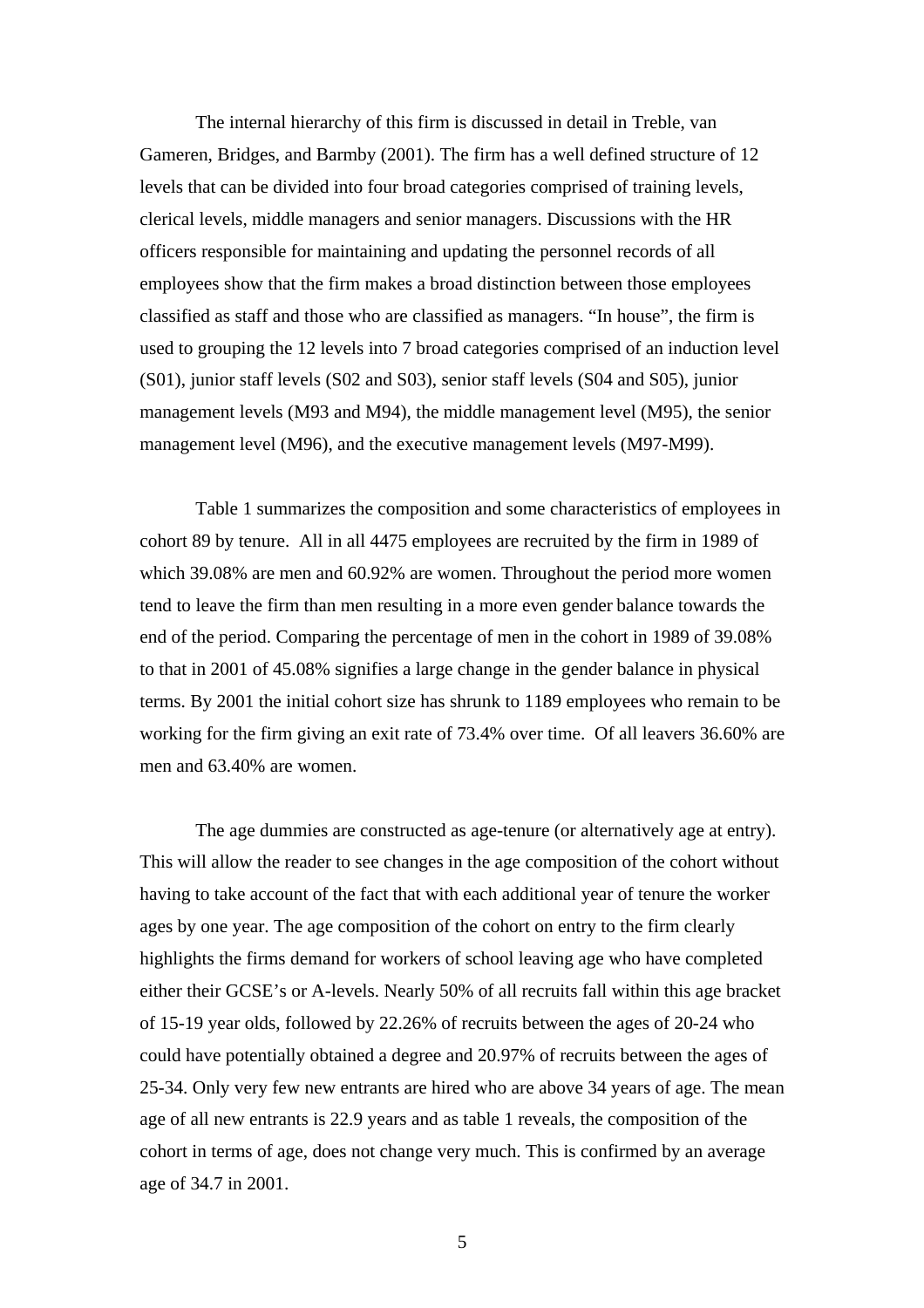The internal hierarchy of this firm is discussed in detail in Treble, van Gameren, Bridges, and Barmby (2001). The firm has a well defined structure of 12 levels that can be divided into four broad categories comprised of training levels, clerical levels, middle managers and senior managers. Discussions with the HR officers responsible for maintaining and updating the personnel records of all employees show that the firm makes a broad distinction between those employees classified as staff and those who are classified as managers. "In house", the firm is used to grouping the 12 levels into 7 broad categories comprised of an induction level (S01), junior staff levels (S02 and S03), senior staff levels (S04 and S05), junior management levels (M93 and M94), the middle management level (M95), the senior management level (M96), and the executive management levels (M97-M99).

Table 1 summarizes the composition and some characteristics of employees in cohort 89 by tenure. All in all 4475 employees are recruited by the firm in 1989 of which 39.08% are men and 60.92% are women. Throughout the period more women tend to leave the firm than men resulting in a more even gender balance towards the end of the period. Comparing the percentage of men in the cohort in 1989 of 39.08% to that in 2001 of 45.08% signifies a large change in the gender balance in physical terms. By 2001 the initial cohort size has shrunk to 1189 employees who remain to be working for the firm giving an exit rate of 73.4% over time. Of all leavers 36.60% are men and 63.40% are women.

The age dummies are constructed as age-tenure (or alternatively age at entry). This will allow the reader to see changes in the age composition of the cohort without having to take account of the fact that with each additional year of tenure the worker ages by one year. The age composition of the cohort on entry to the firm clearly highlights the firms demand for workers of school leaving age who have completed either their GCSE's or A-levels. Nearly 50% of all recruits fall within this age bracket of 15-19 year olds, followed by 22.26% of recruits between the ages of 20-24 who could have potentially obtained a degree and 20.97% of recruits between the ages of 25-34. Only very few new entrants are hired who are above 34 years of age. The mean age of all new entrants is 22.9 years and as table 1 reveals, the composition of the cohort in terms of age, does not change very much. This is confirmed by an average age of 34.7 in 2001.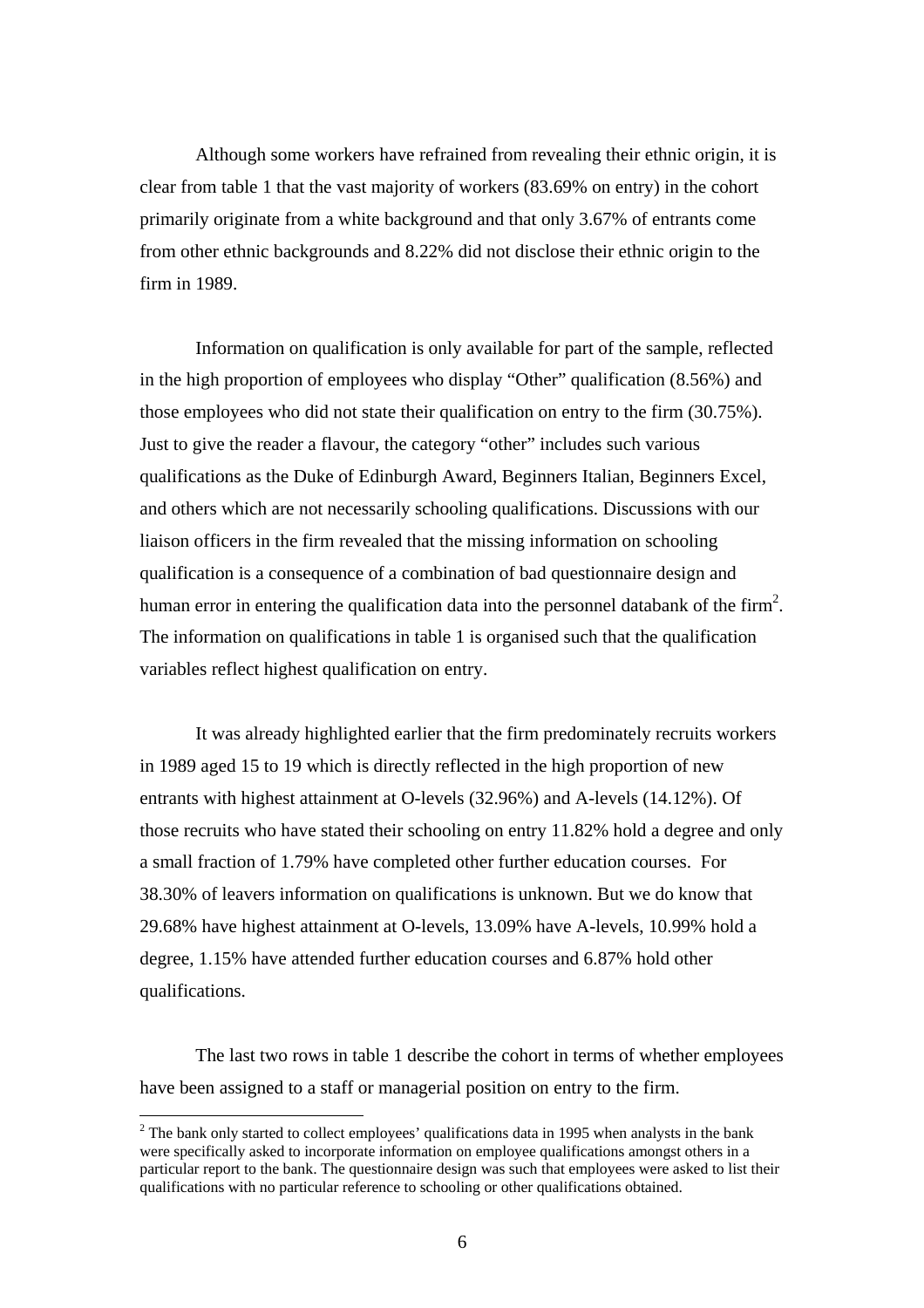Although some workers have refrained from revealing their ethnic origin, it is clear from table 1 that the vast majority of workers (83.69% on entry) in the cohort primarily originate from a white background and that only 3.67% of entrants come from other ethnic backgrounds and 8.22% did not disclose their ethnic origin to the firm in 1989.

Information on qualification is only available for part of the sample, reflected in the high proportion of employees who display "Other" qualification (8.56%) and those employees who did not state their qualification on entry to the firm (30.75%). Just to give the reader a flavour, the category "other" includes such various qualifications as the Duke of Edinburgh Award, Beginners Italian, Beginners Excel, and others which are not necessarily schooling qualifications. Discussions with our liaison officers in the firm revealed that the missing information on schooling qualification is a consequence of a combination of bad questionnaire design and human error in entering the qualification data into the personnel databank of the firm[2]. The information on qualifications in table 1 is organised such that the qualification variables reflect highest qualification on entry.

It was already highlighted earlier that the firm predominately recruits workers in 1989 aged 15 to 19 which is directly reflected in the high proportion of new entrants with highest attainment at O-levels (32.96%) and A-levels (14.12%). Of those recruits who have stated their schooling on entry 11.82% hold a degree and only a small fraction of 1.79% have completed other further education courses. For 38.30% of leavers information on qualifications is unknown. But we do know that 29.68% have highest attainment at O-levels, 13.09% have A-levels, 10.99% hold a degree, 1.15% have attended further education courses and 6.87% hold other qualifications.

The last two rows in table 1 describe the cohort in terms of whether employees have been assigned to a staff or managerial position on entry to the firm.

[2] The bank only started to collect employees' qualifications data in 1995 when analysts in the bank were specifically asked to incorporate information on employee qualifications amongst others in a particular report to the bank. The questionnaire design was such that employees were asked to list their qualifications with no particular reference to schooling or other qualifications obtained.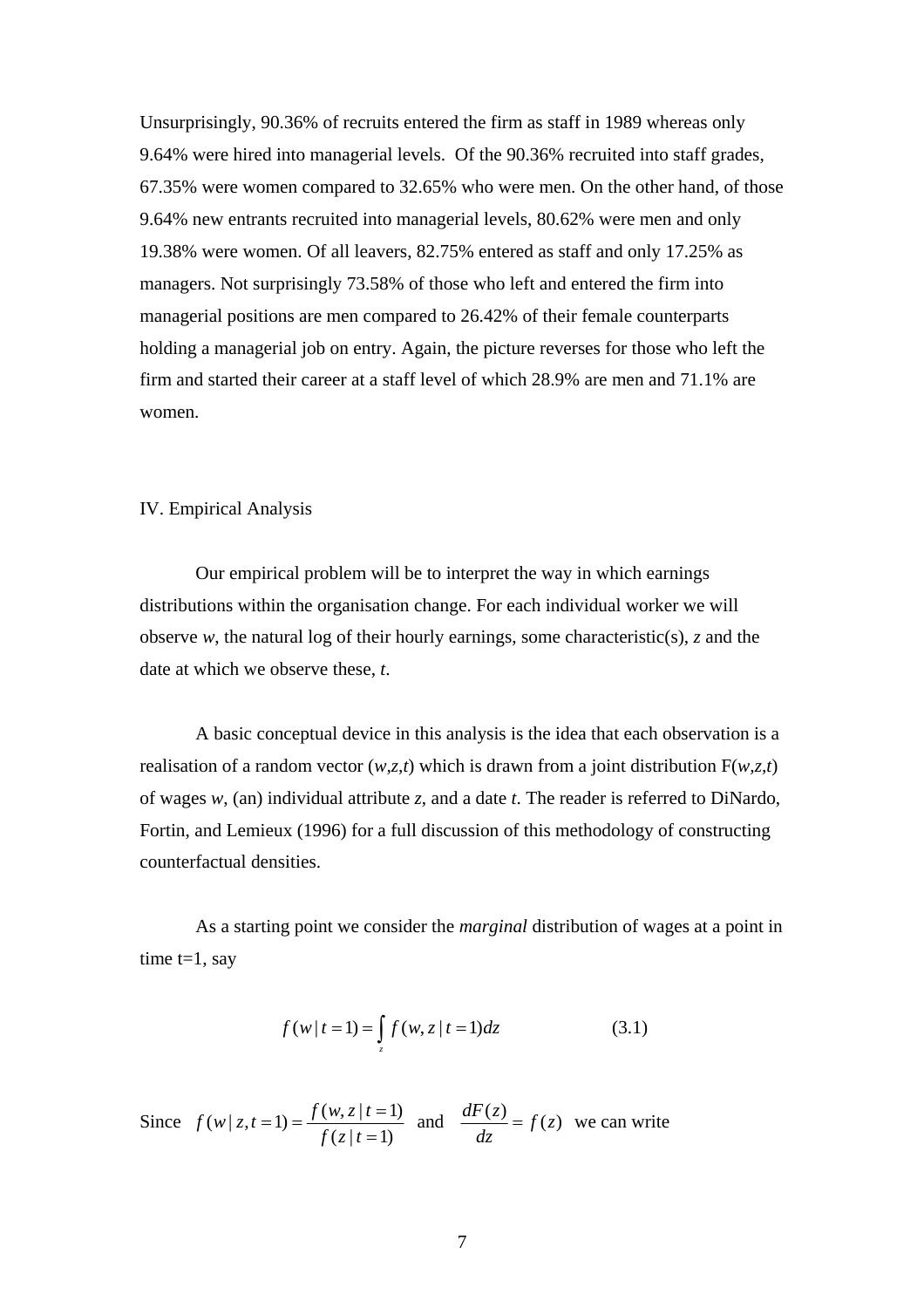Unsurprisingly, 90.36% of recruits entered the firm as staff in 1989 whereas only 9.64% were hired into managerial levels. Of the 90.36% recruited into staff grades, 67.35% were women compared to 32.65% who were men. On the other hand, of those 9.64% new entrants recruited into managerial levels, 80.62% were men and only 19.38% were women. Of all leavers, 82.75% entered as staff and only 17.25% as managers. Not surprisingly 73.58% of those who left and entered the firm into managerial positions are men compared to 26.42% of their female counterparts holding a managerial job on entry. Again, the picture reverses for those who left the firm and started their career at a staff level of which 28.9% are men and 71.1% are women.

## IV. Empirical Analysis

Our empirical problem will be to interpret the way in which earnings distributions within the organisation change. For each individual worker we will observe *w*, the natural log of their hourly earnings, some characteristic(s), *z* and the date at which we observe these, *t*.

A basic conceptual device in this analysis is the idea that each observation is a realisation of a random vector (*w*,*z*,*t*) which is drawn from a joint distribution F(*w*,*z*,*t*) of wages *w*, (an) individual attribute *z*, and a date *t*. The reader is referred to DiNardo, Fortin, and Lemieux (1996) for a full discussion of this methodology of constructing counterfactual densities.

As a starting point we consider the *marginal* distribution of wages at a point in time t=1, say

$$f(w \mid t=1) = \int_z f(w,z \mid t=1)dz \qquad (3.1)$$

Since $f(w \mid z, t=1) = \dfrac{f(w,z \mid t=1)}{f(z \mid t=1)}$ and $\dfrac{dF(z)}{dz} = f(z)$ we can write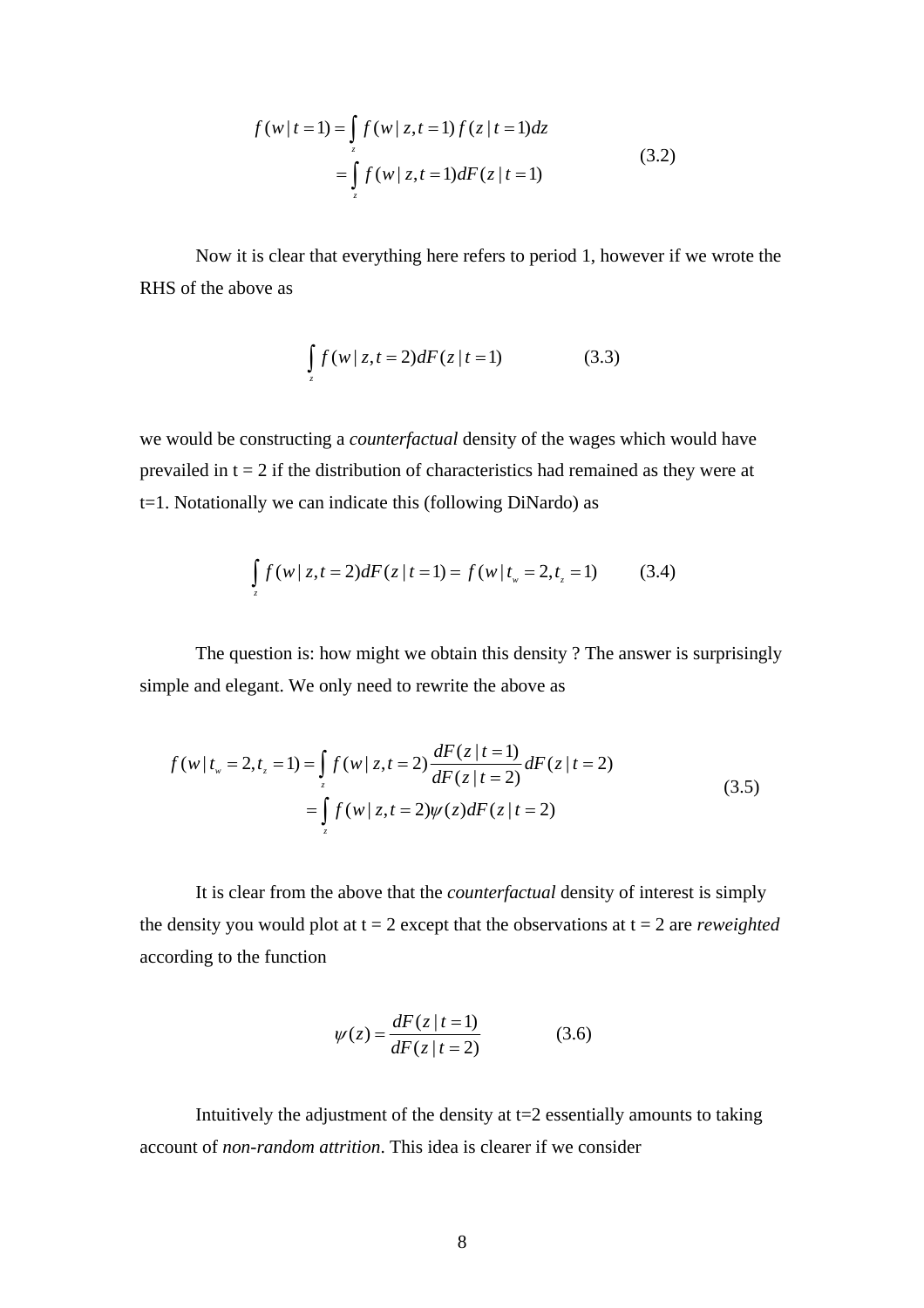$$
\begin{aligned}
f(w \mid t=1) &= \int_z f(w \mid z, t=1) f(z \mid t=1) dz \\
&= \int_z f(w \mid z, t=1) dF(z \mid t=1)
\end{aligned}
\tag{3.2}
$$

Now it is clear that everything here refers to period 1, however if we wrote the RHS of the above as

$$
\int_z f(w \mid z, t=2) dF(z \mid t=1) \tag{3.3}
$$

we would be constructing a *counterfactual* density of the wages which would have prevailed in t = 2 if the distribution of characteristics had remained as they were at t=1. Notationally we can indicate this (following DiNardo) as

$$
\int_z f(w \mid z, t=2) dF(z \mid t=1) = f(w \mid t_w = 2, t_z = 1) \tag{3.4}
$$

The question is: how might we obtain this density ? The answer is surprisingly simple and elegant. We only need to rewrite the above as

$$
\begin{aligned}
f(w \mid t_w = 2, t_z = 1) &= \int_z f(w \mid z, t=2) \frac{dF(z \mid t=1)}{dF(z \mid t=2)} dF(z \mid t=2) \\
&= \int_z f(w \mid z, t=2) \psi(z) dF(z \mid t=2)
\end{aligned}
\tag{3.5}
$$

It is clear from the above that the *counterfactual* density of interest is simply the density you would plot at t = 2 except that the observations at t = 2 are *reweighted* according to the function

$$
\psi(z) = \frac{dF(z \mid t=1)}{dF(z \mid t=2)} \tag{3.6}
$$

Intuitively the adjustment of the density at t=2 essentially amounts to taking account of *non-random attrition*. This idea is clearer if we consider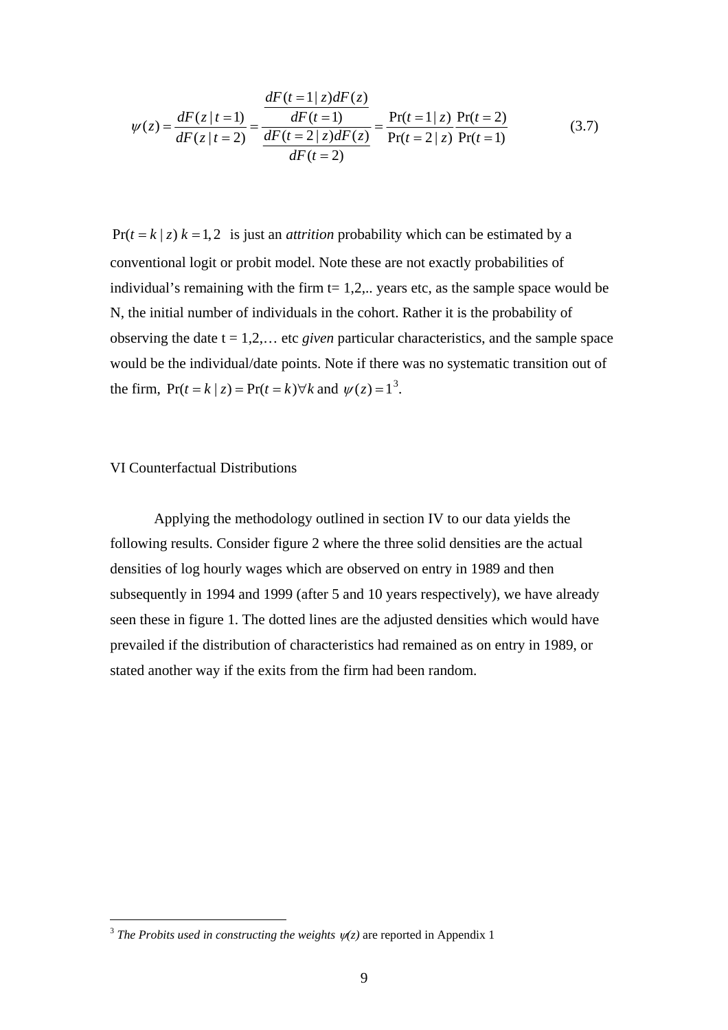$$\psi(z) = \frac{dF(z \mid t=1)}{dF(z \mid t=2)} = \frac{\dfrac{dF(t=1 \mid z)dF(z)}{dF(t=1)}}{\dfrac{dF(t=2 \mid z)dF(z)}{dF(t=2)}} = \frac{\Pr(t=1 \mid z)}{\Pr(t=2 \mid z)} \frac{\Pr(t=2)}{\Pr(t=1)} \tag{3.7}$$

$\Pr(t = k \mid z)\; k = 1, 2$ is just an *attrition* probability which can be estimated by a conventional logit or probit model. Note these are not exactly probabilities of individual's remaining with the firm t= 1,2,.. years etc, as the sample space would be N, the initial number of individuals in the cohort. Rather it is the probability of observing the date t = 1,2,… etc *given* particular characteristics, and the sample space would be the individual/date points. Note if there was no systematic transition out of the firm, $\Pr(t = k \mid z) = \Pr(t = k) \forall k$ and $\psi(z) = 1$[3].

## VI Counterfactual Distributions

Applying the methodology outlined in section IV to our data yields the following results. Consider figure 2 where the three solid densities are the actual densities of log hourly wages which are observed on entry in 1989 and then subsequently in 1994 and 1999 (after 5 and 10 years respectively), we have already seen these in figure 1. The dotted lines are the adjusted densities which would have prevailed if the distribution of characteristics had remained as on entry in 1989, or stated another way if the exits from the firm had been random.

---

[3] *The Probits used in constructing the weights* $\psi(z)$ are reported in Appendix 1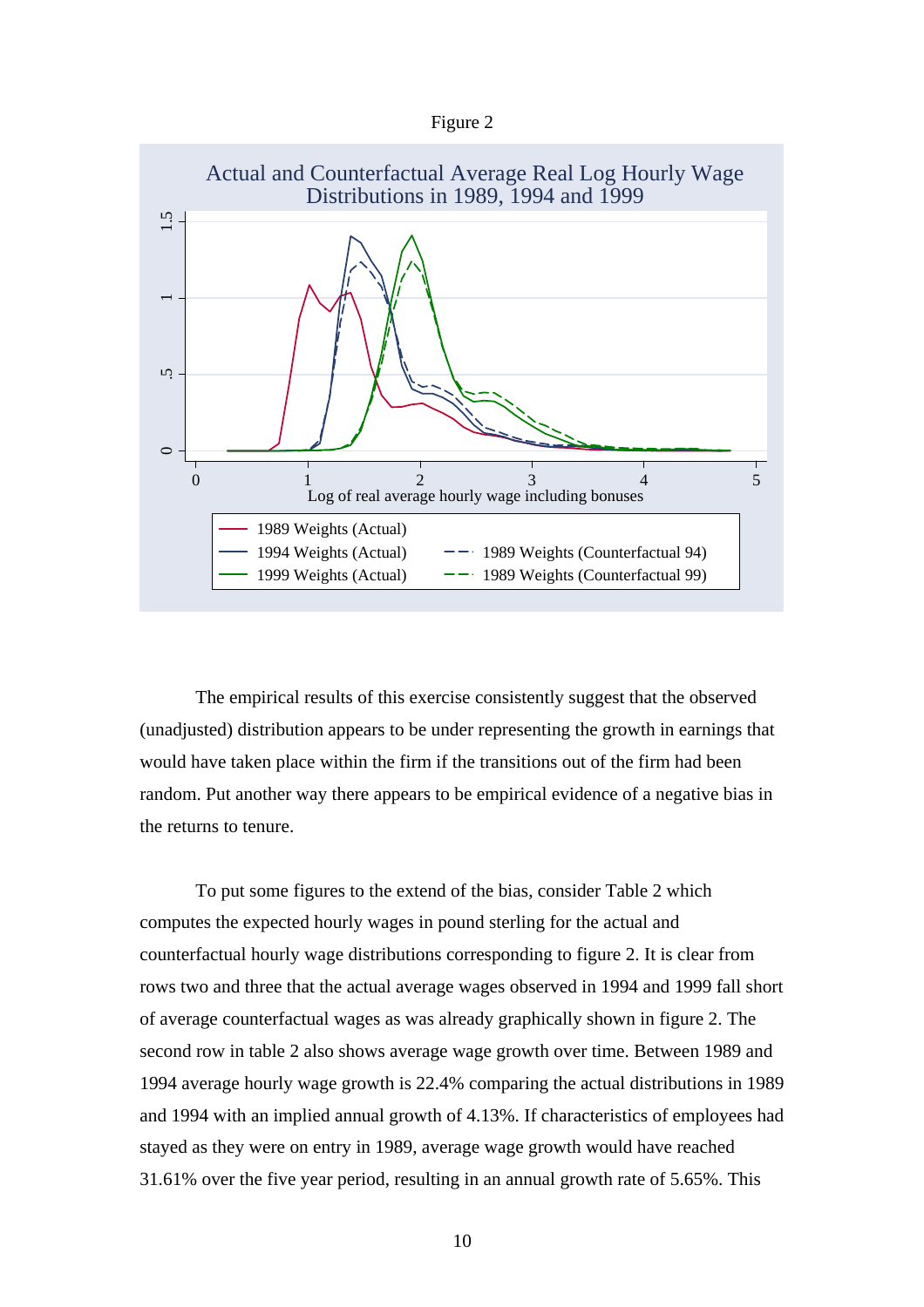Figure 2

The empirical results of this exercise consistently suggest that the observed (unadjusted) distribution appears to be under representing the growth in earnings that would have taken place within the firm if the transitions out of the firm had been random. Put another way there appears to be empirical evidence of a negative bias in the returns to tenure.

To put some figures to the extend of the bias, consider Table 2 which computes the expected hourly wages in pound sterling for the actual and counterfactual hourly wage distributions corresponding to figure 2. It is clear from rows two and three that the actual average wages observed in 1994 and 1999 fall short of average counterfactual wages as was already graphically shown in figure 2. The second row in table 2 also shows average wage growth over time. Between 1989 and 1994 average hourly wage growth is 22.4% comparing the actual distributions in 1989 and 1994 with an implied annual growth of 4.13%. If characteristics of employees had stayed as they were on entry in 1989, average wage growth would have reached 31.61% over the five year period, resulting in an annual growth rate of 5.65%. This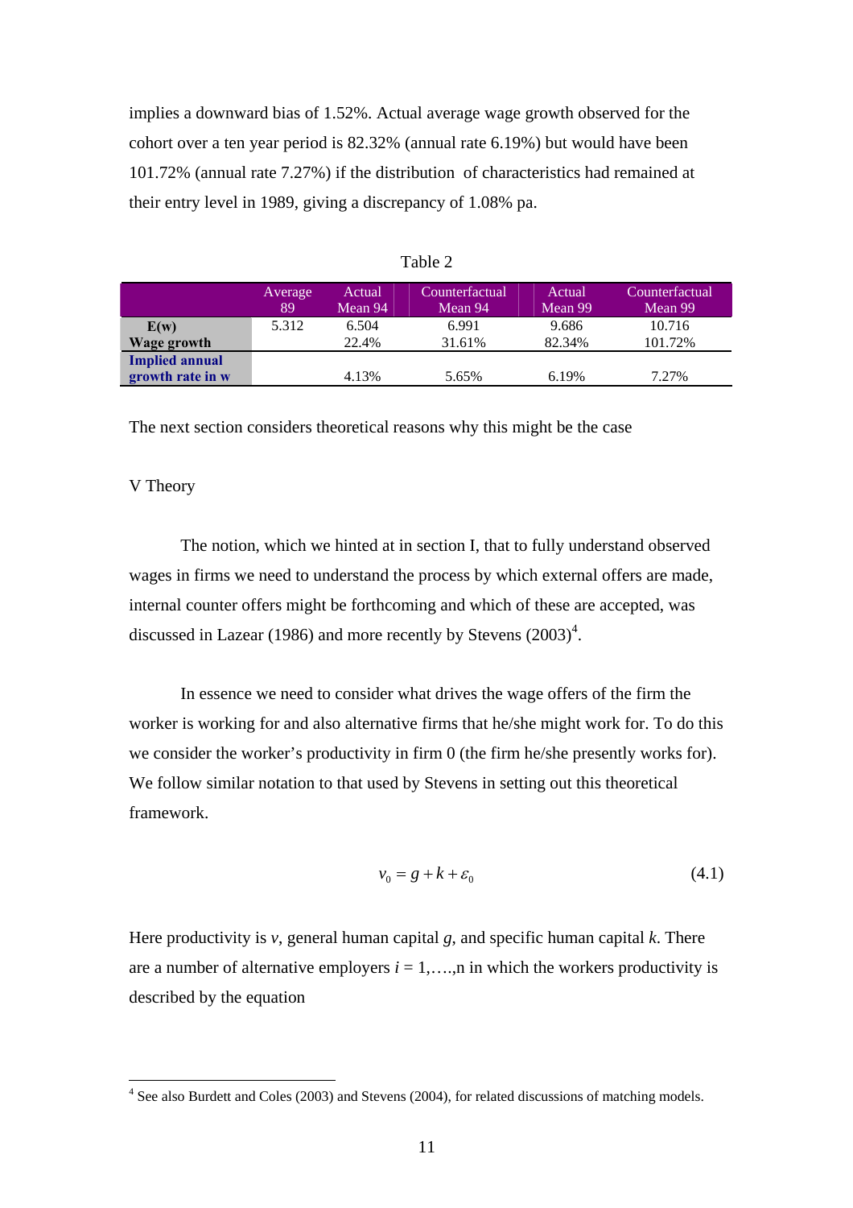implies a downward bias of 1.52%. Actual average wage growth observed for the cohort over a ten year period is 82.32% (annual rate 6.19%) but would have been 101.72% (annual rate 7.27%) if the distribution of characteristics had remained at their entry level in 1989, giving a discrepancy of 1.08% pa.

Table 2

| | Average 89 | Actual Mean 94 | Counterfactual Mean 94 | Actual Mean 99 | Counterfactual Mean 99 |
|---|---|---|---|---|---|
| **E(w)** | 5.312 | 6.504 | 6.991 | 9.686 | 10.716 |
| **Wage growth** | | 22.4% | 31.61% | 82.34% | 101.72% |
| **Implied annual growth rate in w** | | 4.13% | 5.65% | 6.19% | 7.27% |

The next section considers theoretical reasons why this might be the case

V Theory

The notion, which we hinted at in section I, that to fully understand observed wages in firms we need to understand the process by which external offers are made, internal counter offers might be forthcoming and which of these are accepted, was discussed in Lazear (1986) and more recently by Stevens (2003)[4].

In essence we need to consider what drives the wage offers of the firm the worker is working for and also alternative firms that he/she might work for. To do this we consider the worker's productivity in firm 0 (the firm he/she presently works for). We follow similar notation to that used by Stevens in setting out this theoretical framework.

$$v_0 = g + k + \varepsilon_0 \tag{4.1}$$

Here productivity is $v$, general human capital $g$, and specific human capital $k$. There are a number of alternative employers $i = 1,\ldots,n$ in which the workers productivity is described by the equation

[4] See also Burdett and Coles (2003) and Stevens (2004), for related discussions of matching models.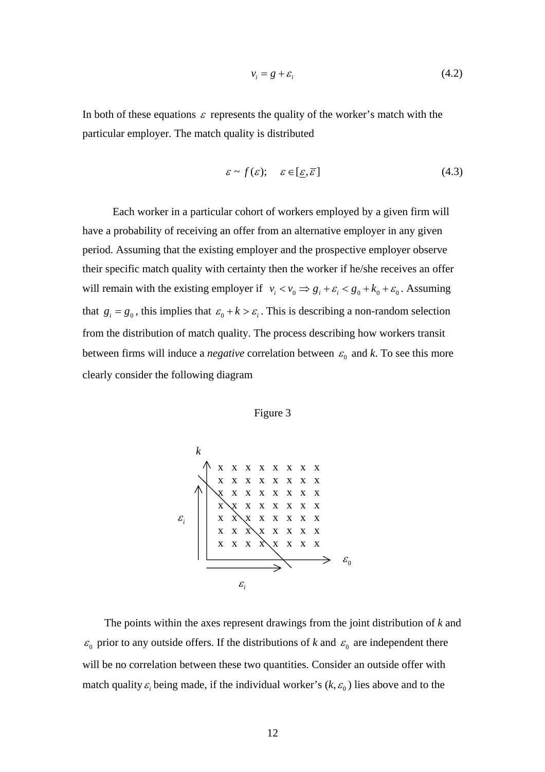$$v_i = g + \varepsilon_i \tag{4.2}$$

In both of these equations $\varepsilon$ represents the quality of the worker's match with the particular employer. The match quality is distributed

$$\varepsilon \sim f(\varepsilon); \quad \varepsilon \in [\underline{\varepsilon}, \overline{\varepsilon}] \tag{4.3}$$

Each worker in a particular cohort of workers employed by a given firm will have a probability of receiving an offer from an alternative employer in any given period. Assuming that the existing employer and the prospective employer observe their specific match quality with certainty then the worker if he/she receives an offer will remain with the existing employer if $v_i < v_0 \Rightarrow g_i + \varepsilon_i < g_0 + k_0 + \varepsilon_0$. Assuming that $g_i = g_0$, this implies that $\varepsilon_0 + k > \varepsilon_i$. This is describing a non-random selection from the distribution of match quality. The process describing how workers transit between firms will induce a *negative* correlation between $\varepsilon_0$ and *k*. To see this more clearly consider the following diagram

Figure 3

```
  k
  ^   x x x x x x x x
 \|   x x x x x x x x
^ |\  x x x x x x x x
| |  x\x x x x x x x
εi|  x x\x x x x x x
| |  x x x\x x x x x
| |  x x x x\x x x x
  +-------------------> ε0
  ------->
     εi
```

The points within the axes represent drawings from the joint distribution of *k* and $\varepsilon_0$ prior to any outside offers. If the distributions of *k* and $\varepsilon_0$ are independent there will be no correlation between these two quantities. Consider an outside offer with match quality $\varepsilon_i$ being made, if the individual worker's $(k, \varepsilon_0)$ lies above and to the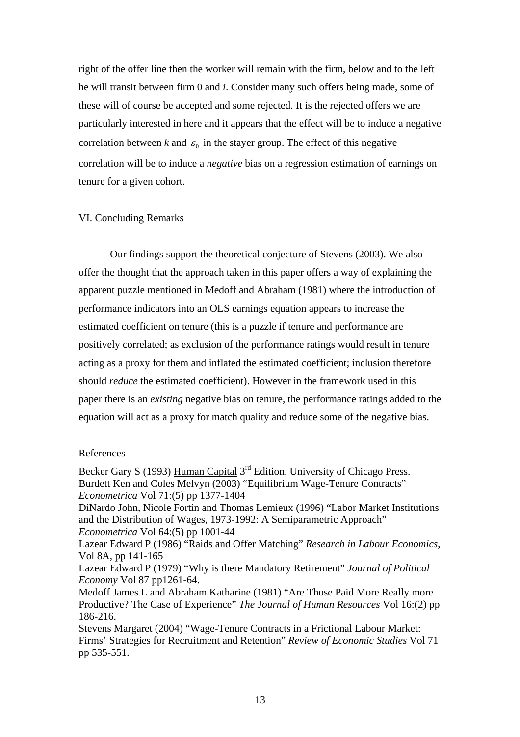right of the offer line then the worker will remain with the firm, below and to the left he will transit between firm 0 and *i*. Consider many such offers being made, some of these will of course be accepted and some rejected. It is the rejected offers we are particularly interested in here and it appears that the effect will be to induce a negative correlation between *k* and $\varepsilon_0$ in the stayer group. The effect of this negative correlation will be to induce a *negative* bias on a regression estimation of earnings on tenure for a given cohort.

## VI. Concluding Remarks

Our findings support the theoretical conjecture of Stevens (2003). We also offer the thought that the approach taken in this paper offers a way of explaining the apparent puzzle mentioned in Medoff and Abraham (1981) where the introduction of performance indicators into an OLS earnings equation appears to increase the estimated coefficient on tenure (this is a puzzle if tenure and performance are positively correlated; as exclusion of the performance ratings would result in tenure acting as a proxy for them and inflated the estimated coefficient; inclusion therefore should *reduce* the estimated coefficient). However in the framework used in this paper there is an *existing* negative bias on tenure, the performance ratings added to the equation will act as a proxy for match quality and reduce some of the negative bias.

## References

Becker Gary S (1993) Human Capital 3rd Edition, University of Chicago Press.
Burdett Ken and Coles Melvyn (2003) "Equilibrium Wage-Tenure Contracts" *Econometrica* Vol 71:(5) pp 1377-1404
DiNardo John, Nicole Fortin and Thomas Lemieux (1996) "Labor Market Institutions and the Distribution of Wages, 1973-1992: A Semiparametric Approach" *Econometrica* Vol 64:(5) pp 1001-44
Lazear Edward P (1986) "Raids and Offer Matching" *Research in Labour Economics*, Vol 8A, pp 141-165
Lazear Edward P (1979) "Why is there Mandatory Retirement" *Journal of Political Economy* Vol 87 pp1261-64.
Medoff James L and Abraham Katharine (1981) "Are Those Paid More Really more Productive? The Case of Experience" *The Journal of Human Resources* Vol 16:(2) pp 186-216.
Stevens Margaret (2004) "Wage-Tenure Contracts in a Frictional Labour Market: Firms' Strategies for Recruitment and Retention" *Review of Economic Studies* Vol 71 pp 535-551.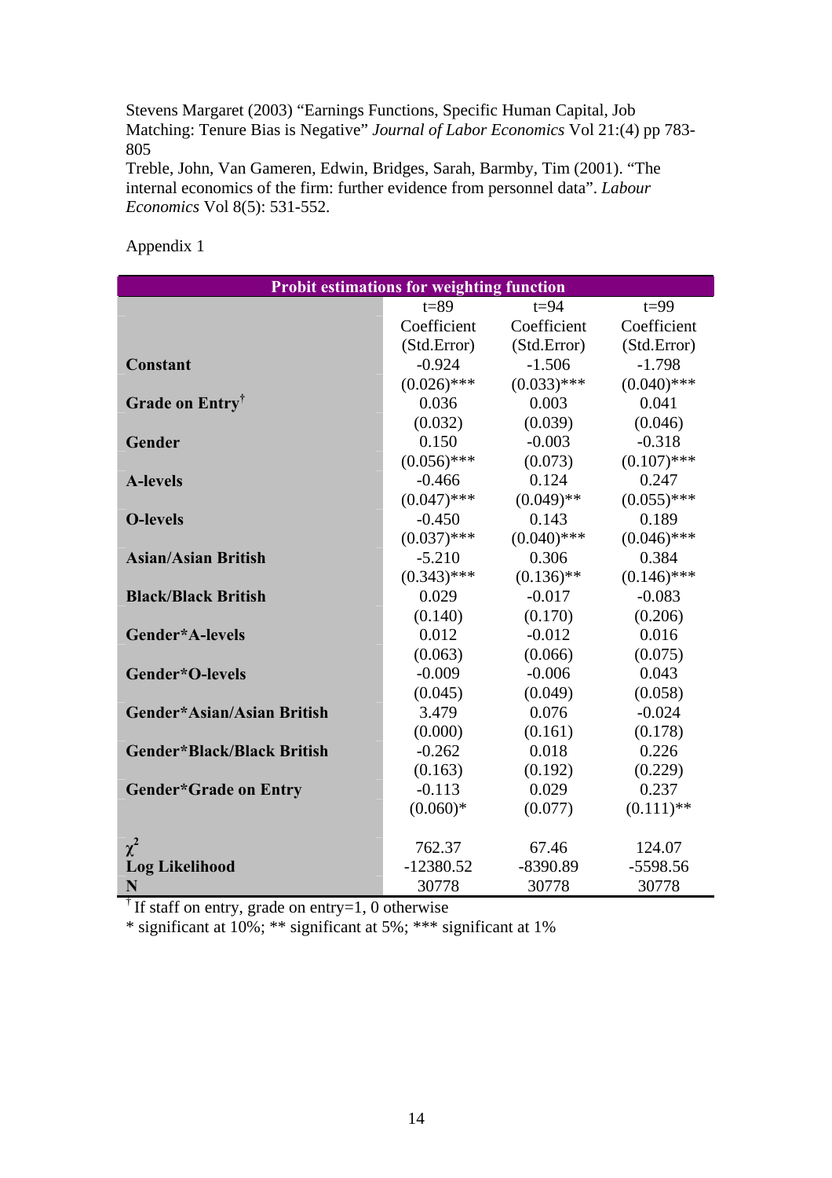Stevens Margaret (2003) "Earnings Functions, Specific Human Capital, Job Matching: Tenure Bias is Negative" *Journal of Labor Economics* Vol 21:(4) pp 783-805

Treble, John, Van Gameren, Edwin, Bridges, Sarah, Barmby, Tim (2001). "The internal economics of the firm: further evidence from personnel data". *Labour Economics* Vol 8(5): 531-552.

Appendix 1

**Probit estimations for weighting function**

| | t=89 | t=94 | t=99 |
|---|---|---|---|
| | Coefficient | Coefficient | Coefficient |
| | (Std.Error) | (Std.Error) | (Std.Error) |
| **Constant** | -0.924 | -1.506 | -1.798 |
| | (0.026)*** | (0.033)*** | (0.040)*** |
| **Grade on Entry**† | 0.036 | 0.003 | 0.041 |
| | (0.032) | (0.039) | (0.046) |
| **Gender** | 0.150 | -0.003 | -0.318 |
| | (0.056)*** | (0.073) | (0.107)*** |
| **A-levels** | -0.466 | 0.124 | 0.247 |
| | (0.047)*** | (0.049)** | (0.055)*** |
| **O-levels** | -0.450 | 0.143 | 0.189 |
| | (0.037)*** | (0.040)*** | (0.046)*** |
| **Asian/Asian British** | -5.210 | 0.306 | 0.384 |
| | (0.343)*** | (0.136)** | (0.146)*** |
| **Black/Black British** | 0.029 | -0.017 | -0.083 |
| | (0.140) | (0.170) | (0.206) |
| **Gender*A-levels** | 0.012 | -0.012 | 0.016 |
| | (0.063) | (0.066) | (0.075) |
| **Gender*O-levels** | -0.009 | -0.006 | 0.043 |
| | (0.045) | (0.049) | (0.058) |
| **Gender*Asian/Asian British** | 3.479 | 0.076 | -0.024 |
| | (0.000) | (0.161) | (0.178) |
| **Gender*Black/Black British** | -0.262 | 0.018 | 0.226 |
| | (0.163) | (0.192) | (0.229) |
| **Gender*Grade on Entry** | -0.113 | 0.029 | 0.237 |
| | (0.060)* | (0.077) | (0.111)** |
| $\chi^2$ | 762.37 | 67.46 | 124.07 |
| **Log Likelihood** | -12380.52 | -8390.89 | -5598.56 |
| **N** | 30778 | 30778 | 30778 |

† If staff on entry, grade on entry=1, 0 otherwise

\* significant at 10%; ** significant at 5%; *** significant at 1%